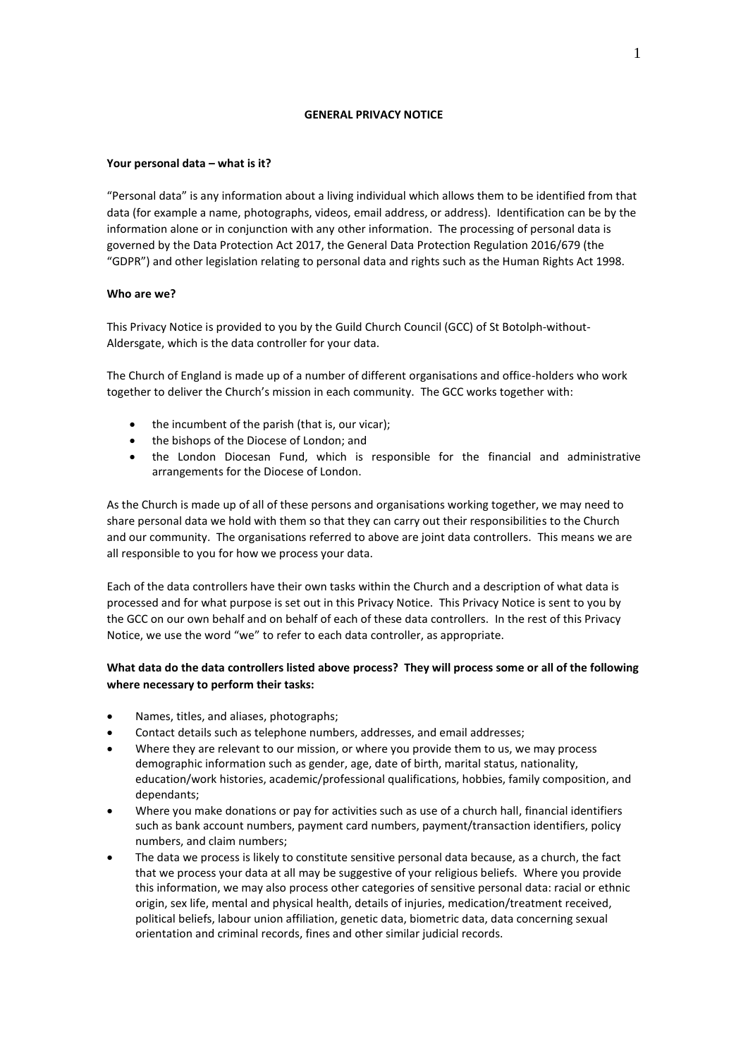# GENERAL PRIVACY NOTICE

**Your personal data – what is it?**

"Personal data" is any information about a living individual which allows them to be identified from that data (for example a name, photographs, videos, email address, or address). Identification can be by the information alone or in conjunction with any other information. The processing of personal data is governed by the Data Protection Act 2017, the General Data Protection Regulation 2016/679 (the "GDPR") and other legislation relating to personal data and rights such as the Human Rights Act 1998.

**Who are we?**

This Privacy Notice is provided to you by the Guild Church Council (GCC) of St Botolph-without-Aldersgate, which is the data controller for your data.

The Church of England is made up of a number of different organisations and office-holders who work together to deliver the Church's mission in each community. The GCC works together with:

- the incumbent of the parish (that is, our vicar);
- the bishops of the Diocese of London; and
- the London Diocesan Fund, which is responsible for the financial and administrative arrangements for the Diocese of London.

As the Church is made up of all of these persons and organisations working together, we may need to share personal data we hold with them so that they can carry out their responsibilities to the Church and our community. The organisations referred to above are joint data controllers. This means we are all responsible to you for how we process your data.

Each of the data controllers have their own tasks within the Church and a description of what data is processed and for what purpose is set out in this Privacy Notice. This Privacy Notice is sent to you by the GCC on our own behalf and on behalf of each of these data controllers. In the rest of this Privacy Notice, we use the word "we" to refer to each data controller, as appropriate.

**What data do the data controllers listed above process? They will process some or all of the following where necessary to perform their tasks:**

- Names, titles, and aliases, photographs;
- Contact details such as telephone numbers, addresses, and email addresses;
- Where they are relevant to our mission, or where you provide them to us, we may process demographic information such as gender, age, date of birth, marital status, nationality, education/work histories, academic/professional qualifications, hobbies, family composition, and dependants;
- Where you make donations or pay for activities such as use of a church hall, financial identifiers such as bank account numbers, payment card numbers, payment/transaction identifiers, policy numbers, and claim numbers;
- The data we process is likely to constitute sensitive personal data because, as a church, the fact that we process your data at all may be suggestive of your religious beliefs. Where you provide this information, we may also process other categories of sensitive personal data: racial or ethnic origin, sex life, mental and physical health, details of injuries, medication/treatment received, political beliefs, labour union affiliation, genetic data, biometric data, data concerning sexual orientation and criminal records, fines and other similar judicial records.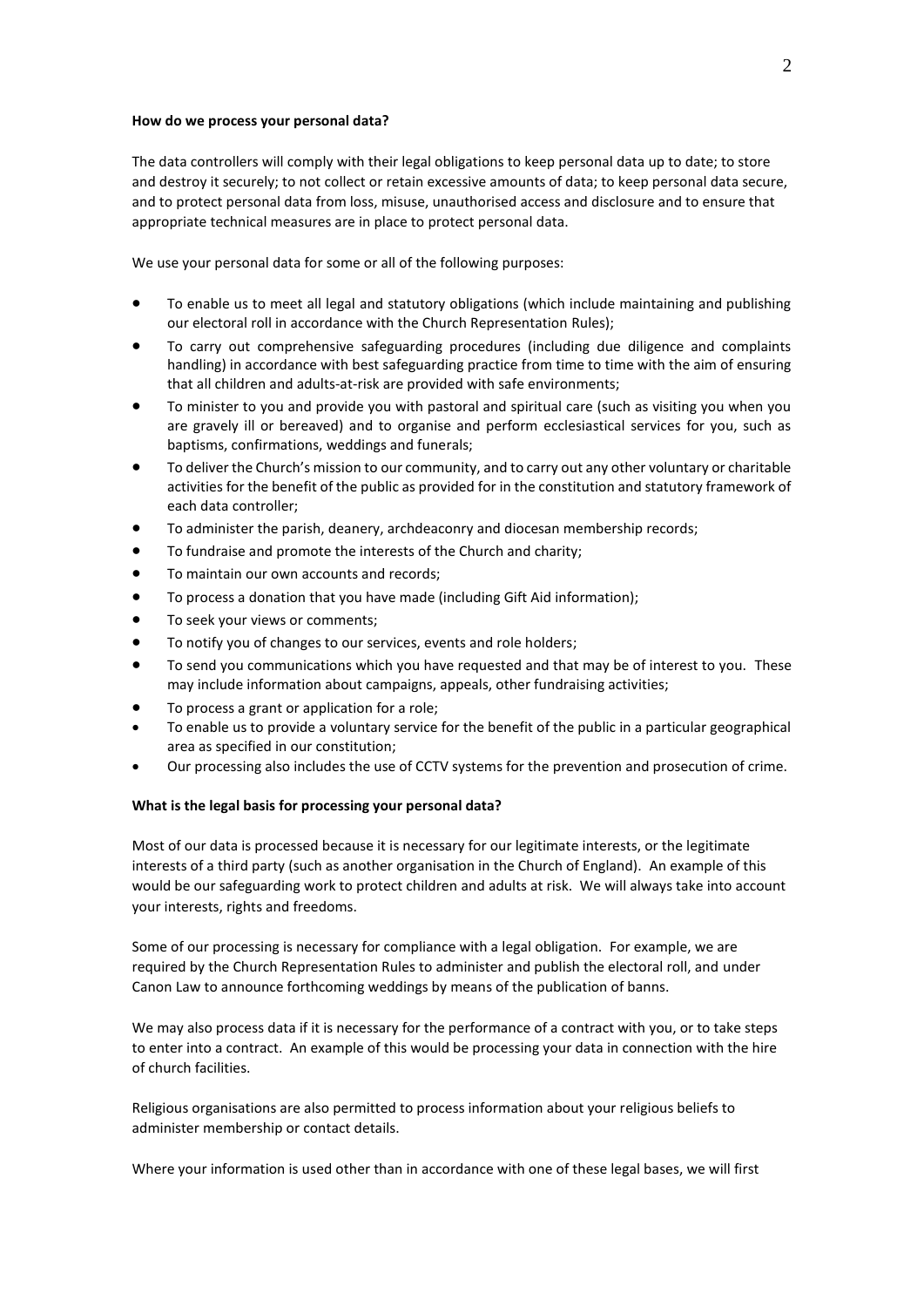**How do we process your personal data?**

The data controllers will comply with their legal obligations to keep personal data up to date; to store and destroy it securely; to not collect or retain excessive amounts of data; to keep personal data secure, and to protect personal data from loss, misuse, unauthorised access and disclosure and to ensure that appropriate technical measures are in place to protect personal data.

We use your personal data for some or all of the following purposes:

- To enable us to meet all legal and statutory obligations (which include maintaining and publishing our electoral roll in accordance with the Church Representation Rules);
- To carry out comprehensive safeguarding procedures (including due diligence and complaints handling) in accordance with best safeguarding practice from time to time with the aim of ensuring that all children and adults-at-risk are provided with safe environments;
- To minister to you and provide you with pastoral and spiritual care (such as visiting you when you are gravely ill or bereaved) and to organise and perform ecclesiastical services for you, such as baptisms, confirmations, weddings and funerals;
- To deliver the Church's mission to our community, and to carry out any other voluntary or charitable activities for the benefit of the public as provided for in the constitution and statutory framework of each data controller;
- To administer the parish, deanery, archdeaconry and diocesan membership records;
- To fundraise and promote the interests of the Church and charity;
- To maintain our own accounts and records;
- To process a donation that you have made (including Gift Aid information);
- To seek your views or comments;
- To notify you of changes to our services, events and role holders;
- To send you communications which you have requested and that may be of interest to you. These may include information about campaigns, appeals, other fundraising activities;
- To process a grant or application for a role;
- To enable us to provide a voluntary service for the benefit of the public in a particular geographical area as specified in our constitution;
- Our processing also includes the use of CCTV systems for the prevention and prosecution of crime.

**What is the legal basis for processing your personal data?**

Most of our data is processed because it is necessary for our legitimate interests, or the legitimate interests of a third party (such as another organisation in the Church of England). An example of this would be our safeguarding work to protect children and adults at risk. We will always take into account your interests, rights and freedoms.

Some of our processing is necessary for compliance with a legal obligation. For example, we are required by the Church Representation Rules to administer and publish the electoral roll, and under Canon Law to announce forthcoming weddings by means of the publication of banns.

We may also process data if it is necessary for the performance of a contract with you, or to take steps to enter into a contract. An example of this would be processing your data in connection with the hire of church facilities.

Religious organisations are also permitted to process information about your religious beliefs to administer membership or contact details.

Where your information is used other than in accordance with one of these legal bases, we will first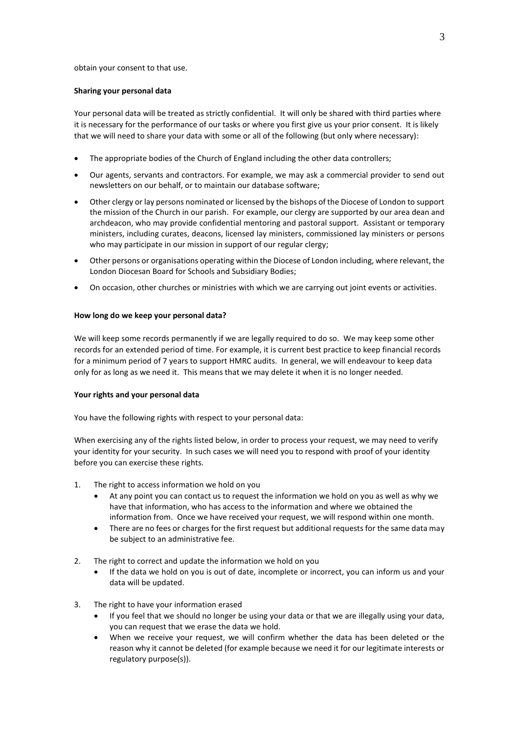obtain your consent to that use.

**Sharing your personal data**

Your personal data will be treated as strictly confidential. It will only be shared with third parties where it is necessary for the performance of our tasks or where you first give us your prior consent. It is likely that we will need to share your data with some or all of the following (but only where necessary):

- The appropriate bodies of the Church of England including the other data controllers;
- Our agents, servants and contractors. For example, we may ask a commercial provider to send out newsletters on our behalf, or to maintain our database software;
- Other clergy or lay persons nominated or licensed by the bishops of the Diocese of London to support the mission of the Church in our parish. For example, our clergy are supported by our area dean and archdeacon, who may provide confidential mentoring and pastoral support. Assistant or temporary ministers, including curates, deacons, licensed lay ministers, commissioned lay ministers or persons who may participate in our mission in support of our regular clergy;
- Other persons or organisations operating within the Diocese of London including, where relevant, the London Diocesan Board for Schools and Subsidiary Bodies;
- On occasion, other churches or ministries with which we are carrying out joint events or activities.

**How long do we keep your personal data?**

We will keep some records permanently if we are legally required to do so. We may keep some other records for an extended period of time. For example, it is current best practice to keep financial records for a minimum period of 7 years to support HMRC audits. In general, we will endeavour to keep data only for as long as we need it. This means that we may delete it when it is no longer needed.

**Your rights and your personal data**

You have the following rights with respect to your personal data:

When exercising any of the rights listed below, in order to process your request, we may need to verify your identity for your security. In such cases we will need you to respond with proof of your identity before you can exercise these rights.

1. The right to access information we hold on you
   - At any point you can contact us to request the information we hold on you as well as why we have that information, who has access to the information and where we obtained the information from. Once we have received your request, we will respond within one month.
   - There are no fees or charges for the first request but additional requests for the same data may be subject to an administrative fee.
2. The right to correct and update the information we hold on you
   - If the data we hold on you is out of date, incomplete or incorrect, you can inform us and your data will be updated.
3. The right to have your information erased
   - If you feel that we should no longer be using your data or that we are illegally using your data, you can request that we erase the data we hold.
   - When we receive your request, we will confirm whether the data has been deleted or the reason why it cannot be deleted (for example because we need it for our legitimate interests or regulatory purpose(s)).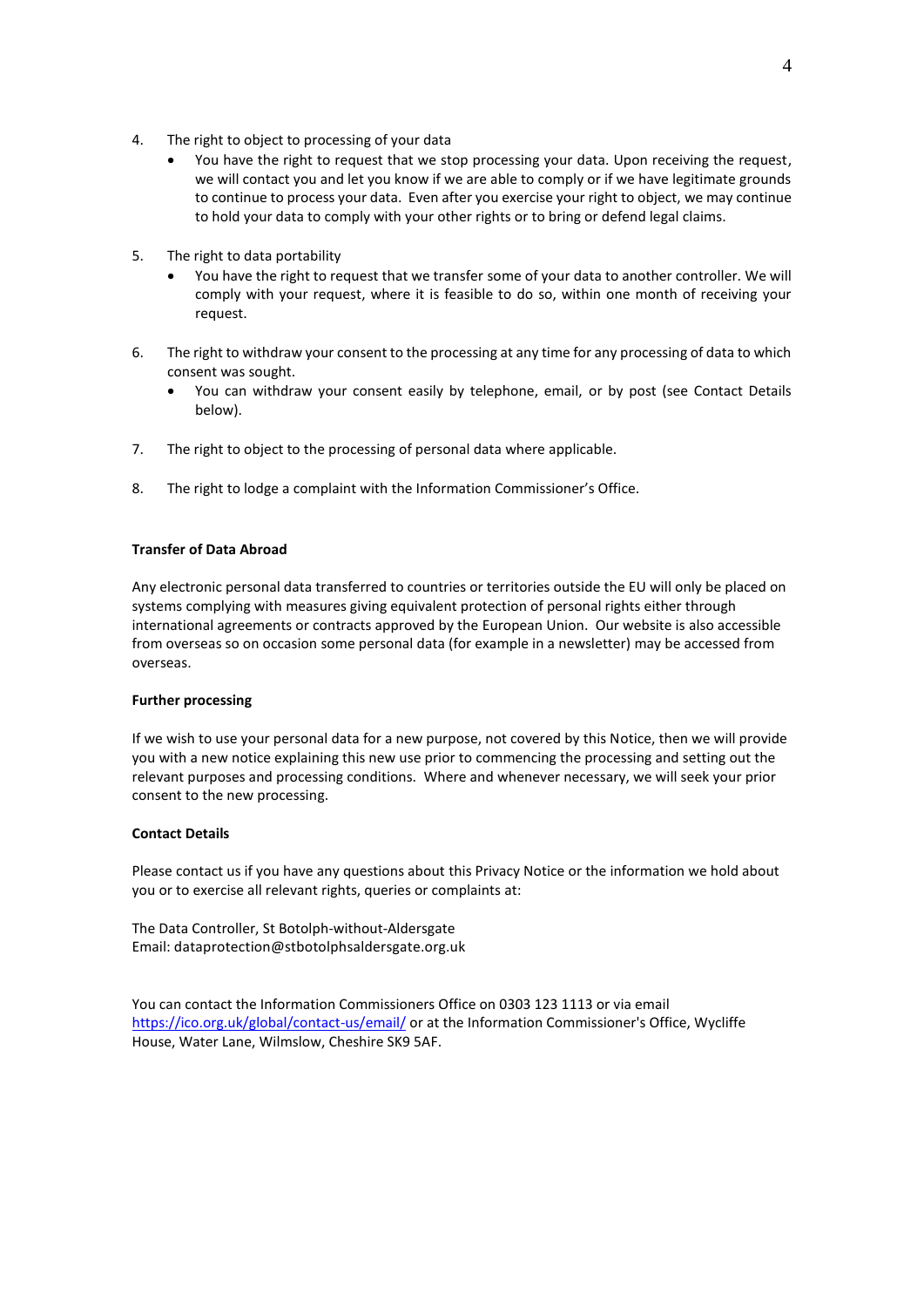4. The right to object to processing of your data
    - You have the right to request that we stop processing your data. Upon receiving the request, we will contact you and let you know if we are able to comply or if we have legitimate grounds to continue to process your data. Even after you exercise your right to object, we may continue to hold your data to comply with your other rights or to bring or defend legal claims.

5. The right to data portability
    - You have the right to request that we transfer some of your data to another controller. We will comply with your request, where it is feasible to do so, within one month of receiving your request.

6. The right to withdraw your consent to the processing at any time for any processing of data to which consent was sought.
    - You can withdraw your consent easily by telephone, email, or by post (see Contact Details below).

7. The right to object to the processing of personal data where applicable.

8. The right to lodge a complaint with the Information Commissioner's Office.

**Transfer of Data Abroad**

Any electronic personal data transferred to countries or territories outside the EU will only be placed on systems complying with measures giving equivalent protection of personal rights either through international agreements or contracts approved by the European Union. Our website is also accessible from overseas so on occasion some personal data (for example in a newsletter) may be accessed from overseas.

**Further processing**

If we wish to use your personal data for a new purpose, not covered by this Notice, then we will provide you with a new notice explaining this new use prior to commencing the processing and setting out the relevant purposes and processing conditions. Where and whenever necessary, we will seek your prior consent to the new processing.

**Contact Details**

Please contact us if you have any questions about this Privacy Notice or the information we hold about you or to exercise all relevant rights, queries or complaints at:

The Data Controller, St Botolph-without-Aldersgate
Email: dataprotection@stbotolphsaldersgate.org.uk

You can contact the Information Commissioners Office on 0303 123 1113 or via email https://ico.org.uk/global/contact-us/email/ or at the Information Commissioner's Office, Wycliffe House, Water Lane, Wilmslow, Cheshire SK9 5AF.